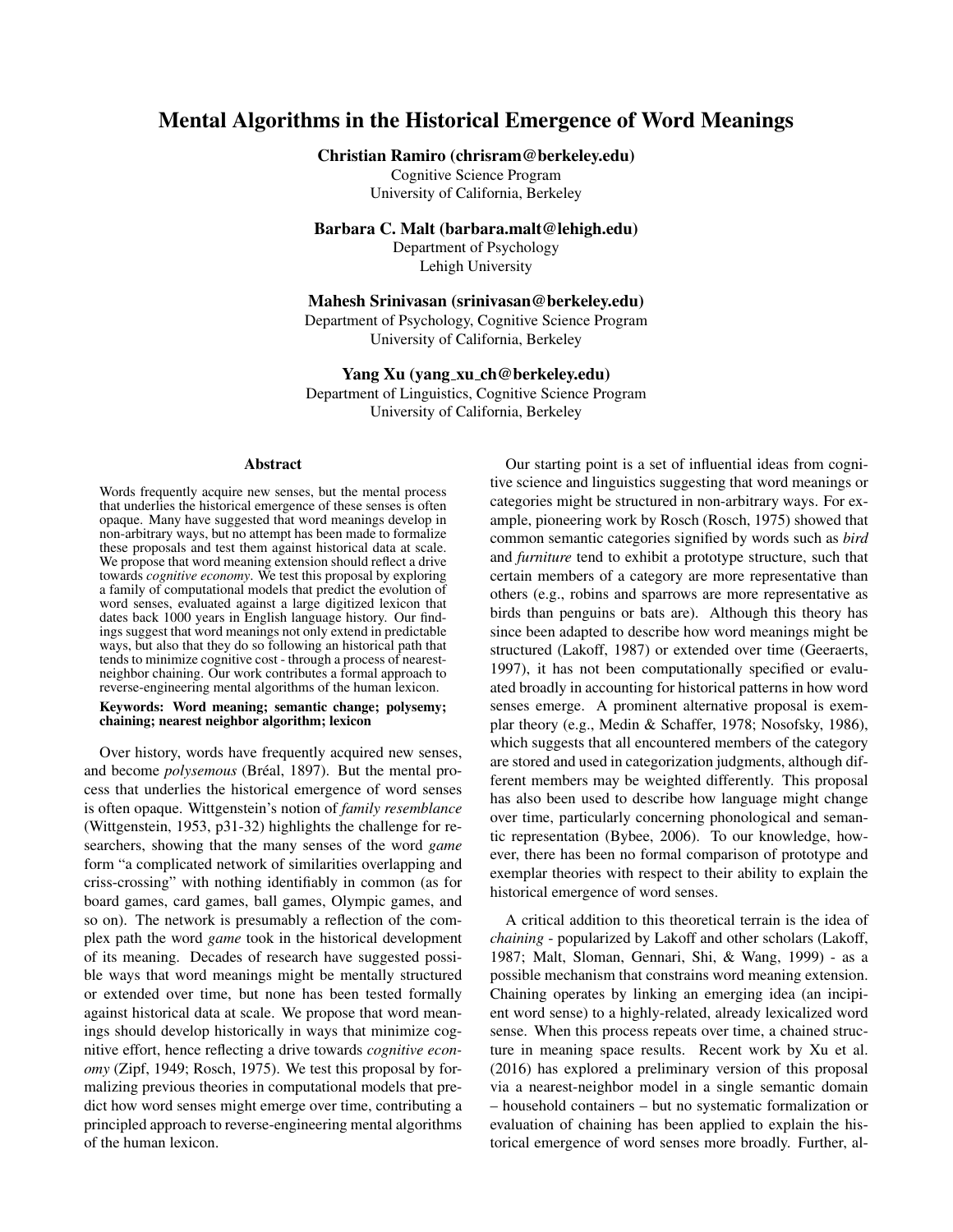# Mental Algorithms in the Historical Emergence of Word Meanings

**Christian Ramiro (chrisram@berkeley.edu)**
Cognitive Science Program
University of California, Berkeley

**Barbara C. Malt (barbara.malt@lehigh.edu)**
Department of Psychology
Lehigh University

**Mahesh Srinivasan (srinivasan@berkeley.edu)**
Department of Psychology, Cognitive Science Program
University of California, Berkeley

**Yang Xu (yang_xu_ch@berkeley.edu)**
Department of Linguistics, Cognitive Science Program
University of California, Berkeley

## Abstract

Words frequently acquire new senses, but the mental process that underlies the historical emergence of these senses is often opaque. Many have suggested that word meanings develop in non-arbitrary ways, but no attempt has been made to formalize these proposals and test them against historical data at scale. We propose that word meaning extension should reflect a drive towards *cognitive economy*. We test this proposal by exploring a family of computational models that predict the evolution of word senses, evaluated against a large digitized lexicon that dates back 1000 years in English language history. Our findings suggest that word meanings not only extend in predictable ways, but also that they do so following an historical path that tends to minimize cognitive cost - through a process of nearest-neighbor chaining. Our work contributes a formal approach to reverse-engineering mental algorithms of the human lexicon.

**Keywords: Word meaning; semantic change; polysemy; chaining; nearest neighbor algorithm; lexicon**

Over history, words have frequently acquired new senses, and become *polysemous* (Bréal, 1897). But the mental process that underlies the historical emergence of word senses is often opaque. Wittgenstein's notion of *family resemblance* (Wittgenstein, 1953, p31-32) highlights the challenge for researchers, showing that the many senses of the word *game* form "a complicated network of similarities overlapping and criss-crossing" with nothing identifiably in common (as for board games, card games, ball games, Olympic games, and so on). The network is presumably a reflection of the complex path the word *game* took in the historical development of its meaning. Decades of research have suggested possible ways that word meanings might be mentally structured or extended over time, but none has been tested formally against historical data at scale. We propose that word meanings should develop historically in ways that minimize cognitive effort, hence reflecting a drive towards *cognitive economy* (Zipf, 1949; Rosch, 1975). We test this proposal by formalizing previous theories in computational models that predict how word senses might emerge over time, contributing a principled approach to reverse-engineering mental algorithms of the human lexicon.

Our starting point is a set of influential ideas from cognitive science and linguistics suggesting that word meanings or categories might be structured in non-arbitrary ways. For example, pioneering work by Rosch (Rosch, 1975) showed that common semantic categories signified by words such as *bird* and *furniture* tend to exhibit a prototype structure, such that certain members of a category are more representative than others (e.g., robins and sparrows are more representative as birds than penguins or bats are). Although this theory has since been adapted to describe how word meanings might be structured (Lakoff, 1987) or extended over time (Geeraerts, 1997), it has not been computationally specified or evaluated broadly in accounting for historical patterns in how word senses emerge. A prominent alternative proposal is exemplar theory (e.g., Medin & Schaffer, 1978; Nosofsky, 1986), which suggests that all encountered members of the category are stored and used in categorization judgments, although different members may be weighted differently. This proposal has also been used to describe how language might change over time, particularly concerning phonological and semantic representation (Bybee, 2006). To our knowledge, however, there has been no formal comparison of prototype and exemplar theories with respect to their ability to explain the historical emergence of word senses.

A critical addition to this theoretical terrain is the idea of *chaining* - popularized by Lakoff and other scholars (Lakoff, 1987; Malt, Sloman, Gennari, Shi, & Wang, 1999) - as a possible mechanism that constrains word meaning extension. Chaining operates by linking an emerging idea (an incipient word sense) to a highly-related, already lexicalized word sense. When this process repeats over time, a chained structure in meaning space results. Recent work by Xu et al. (2016) has explored a preliminary version of this proposal via a nearest-neighbor model in a single semantic domain – household containers – but no systematic formalization or evaluation of chaining has been applied to explain the historical emergence of word senses more broadly. Further, al-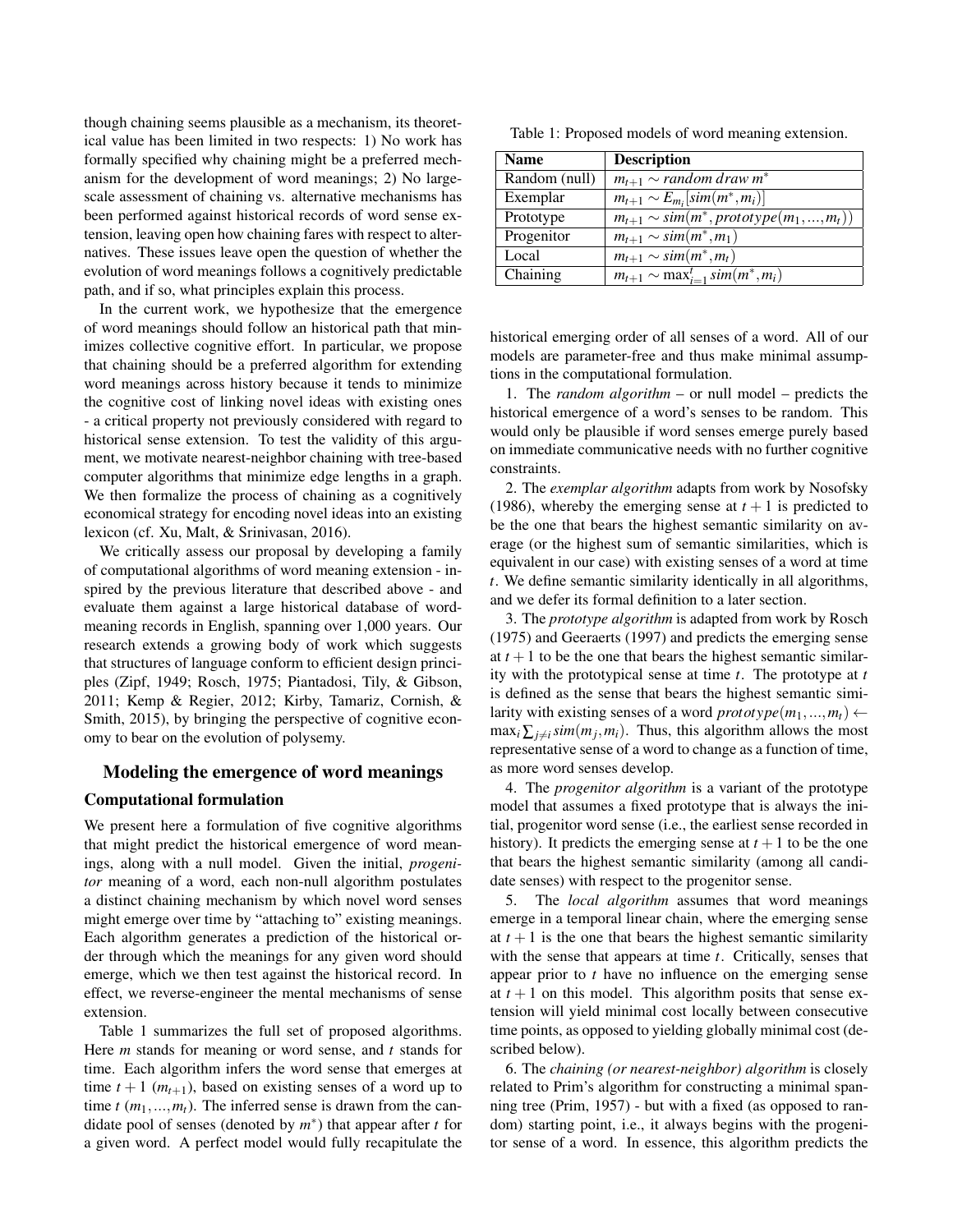though chaining seems plausible as a mechanism, its theoretical value has been limited in two respects: 1) No work has formally specified why chaining might be a preferred mechanism for the development of word meanings; 2) No large-scale assessment of chaining vs. alternative mechanisms has been performed against historical records of word sense extension, leaving open how chaining fares with respect to alternatives. These issues leave open the question of whether the evolution of word meanings follows a cognitively predictable path, and if so, what principles explain this process.

In the current work, we hypothesize that the emergence of word meanings should follow an historical path that minimizes collective cognitive effort. In particular, we propose that chaining should be a preferred algorithm for extending word meanings across history because it tends to minimize the cognitive cost of linking novel ideas with existing ones - a critical property not previously considered with regard to historical sense extension. To test the validity of this argument, we motivate nearest-neighbor chaining with tree-based computer algorithms that minimize edge lengths in a graph. We then formalize the process of chaining as a cognitively economical strategy for encoding novel ideas into an existing lexicon (cf. Xu, Malt, & Srinivasan, 2016).

We critically assess our proposal by developing a family of computational algorithms of word meaning extension - inspired by the previous literature that described above - and evaluate them against a large historical database of word-meaning records in English, spanning over 1,000 years. Our research extends a growing body of work which suggests that structures of language conform to efficient design principles (Zipf, 1949; Rosch, 1975; Piantadosi, Tily, & Gibson, 2011; Kemp & Regier, 2012; Kirby, Tamariz, Cornish, & Smith, 2015), by bringing the perspective of cognitive economy to bear on the evolution of polysemy.

## Modeling the emergence of word meanings

### Computational formulation

We present here a formulation of five cognitive algorithms that might predict the historical emergence of word meanings, along with a null model. Given the initial, *progenitor* meaning of a word, each non-null algorithm postulates a distinct chaining mechanism by which novel word senses might emerge over time by "attaching to" existing meanings. Each algorithm generates a prediction of the historical order through which the meanings for any given word should emerge, which we then test against the historical record. In effect, we reverse-engineer the mental mechanisms of sense extension.

Table 1 summarizes the full set of proposed algorithms. Here $m$ stands for meaning or word sense, and $t$ stands for time. Each algorithm infers the word sense that emerges at time $t+1$ ($m_{t+1}$), based on existing senses of a word up to time $t$ ($m_1, ..., m_t$). The inferred sense is drawn from the candidate pool of senses (denoted by $m^*$) that appear after $t$ for a given word. A perfect model would fully recapitulate the historical emerging order of all senses of a word. All of our models are parameter-free and thus make minimal assumptions in the computational formulation.

Table 1: Proposed models of word meaning extension.

| Name | Description |
|---|---|
| Random (null) | $m_{t+1} \sim$ *random draw* $m^*$ |
| Exemplar | $m_{t+1} \sim E_{m_i}[sim(m^*, m_i)]$ |
| Prototype | $m_{t+1} \sim sim(m^*, prototype(m_1, ..., m_t))$ |
| Progenitor | $m_{t+1} \sim sim(m^*, m_1)$ |
| Local | $m_{t+1} \sim sim(m^*, m_t)$ |
| Chaining | $m_{t+1} \sim \max_{i=1}^{t} sim(m^*, m_i)$ |

1. The *random algorithm* – or null model – predicts the historical emergence of a word's senses to be random. This would only be plausible if word senses emerge purely based on immediate communicative needs with no further cognitive constraints.

2. The *exemplar algorithm* adapts from work by Nosofsky (1986), whereby the emerging sense at $t+1$ is predicted to be the one that bears the highest semantic similarity on average (or the highest sum of semantic similarities, which is equivalent in our case) with existing senses of a word at time $t$. We define semantic similarity identically in all algorithms, and we defer its formal definition to a later section.

3. The *prototype algorithm* is adapted from work by Rosch (1975) and Geeraerts (1997) and predicts the emerging sense at $t+1$ to be the one that bears the highest semantic similarity with the prototypical sense at time $t$. The prototype at $t$ is defined as the sense that bears the highest semantic similarity with existing senses of a word $prototype(m_1, ..., m_t) \leftarrow \max_i \sum_{j \neq i} sim(m_j, m_i)$. Thus, this algorithm allows the most representative sense of a word to change as a function of time, as more word senses develop.

4. The *progenitor algorithm* is a variant of the prototype model that assumes a fixed prototype that is always the initial, progenitor word sense (i.e., the earliest sense recorded in history). It predicts the emerging sense at $t+1$ to be the one that bears the highest semantic similarity (among all candidate senses) with respect to the progenitor sense.

5. The *local algorithm* assumes that word meanings emerge in a temporal linear chain, where the emerging sense at $t+1$ is the one that bears the highest semantic similarity with the sense that appears at time $t$. Critically, senses that appear prior to $t$ have no influence on the emerging sense at $t+1$ on this model. This algorithm posits that sense extension will yield minimal cost locally between consecutive time points, as opposed to yielding globally minimal cost (described below).

6. The *chaining (or nearest-neighbor) algorithm* is closely related to Prim's algorithm for constructing a minimal spanning tree (Prim, 1957) - but with a fixed (as opposed to random) starting point, i.e., it always begins with the progenitor sense of a word. In essence, this algorithm predicts the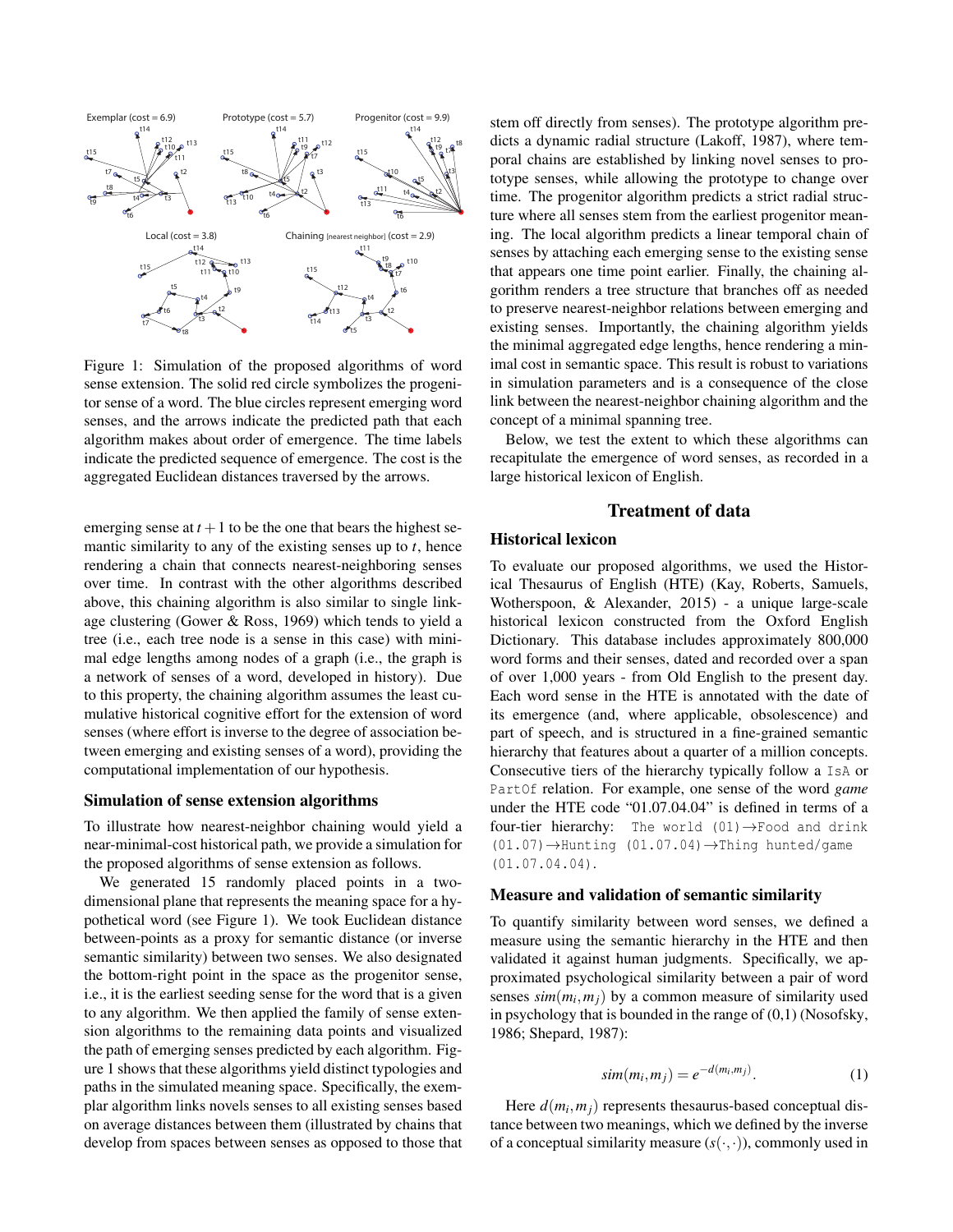Figure 1: Simulation of the proposed algorithms of word sense extension. The solid red circle symbolizes the progenitor sense of a word. The blue circles represent emerging word senses, and the arrows indicate the predicted path that each algorithm makes about order of emergence. The time labels indicate the predicted sequence of emergence. The cost is the aggregated Euclidean distances traversed by the arrows.

emerging sense at $t+1$ to be the one that bears the highest semantic similarity to any of the existing senses up to $t$, hence rendering a chain that connects nearest-neighboring senses over time. In contrast with the other algorithms described above, this chaining algorithm is also similar to single linkage clustering (Gower & Ross, 1969) which tends to yield a tree (i.e., each tree node is a sense in this case) with minimal edge lengths among nodes of a graph (i.e., the graph is a network of senses of a word, developed in history). Due to this property, the chaining algorithm assumes the least cumulative historical cognitive effort for the extension of word senses (where effort is inverse to the degree of association between emerging and existing senses of a word), providing the computational implementation of our hypothesis.

### Simulation of sense extension algorithms

To illustrate how nearest-neighbor chaining would yield a near-minimal-cost historical path, we provide a simulation for the proposed algorithms of sense extension as follows.

We generated 15 randomly placed points in a two-dimensional plane that represents the meaning space for a hypothetical word (see Figure 1). We took Euclidean distance between-points as a proxy for semantic distance (or inverse semantic similarity) between two senses. We also designated the bottom-right point in the space as the progenitor sense, i.e., it is the earliest seeding sense for the word that is a given to any algorithm. We then applied the family of sense extension algorithms to the remaining data points and visualized the path of emerging senses predicted by each algorithm. Figure 1 shows that these algorithms yield distinct typologies and paths in the simulated meaning space. Specifically, the exemplar algorithm links novels senses to all existing senses based on average distances between them (illustrated by chains that develop from spaces between senses as opposed to those that stem off directly from senses). The prototype algorithm predicts a dynamic radial structure (Lakoff, 1987), where temporal chains are established by linking novel senses to prototype senses, while allowing the prototype to change over time. The progenitor algorithm predicts a strict radial structure where all senses stem from the earliest progenitor meaning. The local algorithm predicts a linear temporal chain of senses by attaching each emerging sense to the existing sense that appears one time point earlier. Finally, the chaining algorithm renders a tree structure that branches off as needed to preserve nearest-neighbor relations between emerging and existing senses. Importantly, the chaining algorithm yields the minimal aggregated edge lengths, hence rendering a minimal cost in semantic space. This result is robust to variations in simulation parameters and is a consequence of the close link between the nearest-neighbor chaining algorithm and the concept of a minimal spanning tree.

Below, we test the extent to which these algorithms can recapitulate the emergence of word senses, as recorded in a large historical lexicon of English.

## Treatment of data

### Historical lexicon

To evaluate our proposed algorithms, we used the Historical Thesaurus of English (HTE) (Kay, Roberts, Samuels, Wotherspoon, & Alexander, 2015) - a unique large-scale historical lexicon constructed from the Oxford English Dictionary. This database includes approximately 800,000 word forms and their senses, dated and recorded over a span of over 1,000 years - from Old English to the present day. Each word sense in the HTE is annotated with the date of its emergence (and, where applicable, obsolescence) and part of speech, and is structured in a fine-grained semantic hierarchy that features about a quarter of a million concepts. Consecutive tiers of the hierarchy typically follow a `IsA` or `PartOf` relation. For example, one sense of the word *game* under the HTE code "01.07.04.04" is defined in terms of a four-tier hierarchy: `The world (01)`→`Food and drink (01.07)`→`Hunting (01.07.04)`→`Thing hunted/game (01.07.04.04)`.

### Measure and validation of semantic similarity

To quantify similarity between word senses, we defined a measure using the semantic hierarchy in the HTE and then validated it against human judgments. Specifically, we approximated psychological similarity between a pair of word senses $sim(m_i, m_j)$ by a common measure of similarity used in psychology that is bounded in the range of (0,1) (Nosofsky, 1986; Shepard, 1987):

$$sim(m_i, m_j) = e^{-d(m_i, m_j)}. \quad (1)$$

Here $d(m_i, m_j)$ represents thesaurus-based conceptual distance between two meanings, which we defined by the inverse of a conceptual similarity measure ($s(\cdot,\cdot)$), commonly used in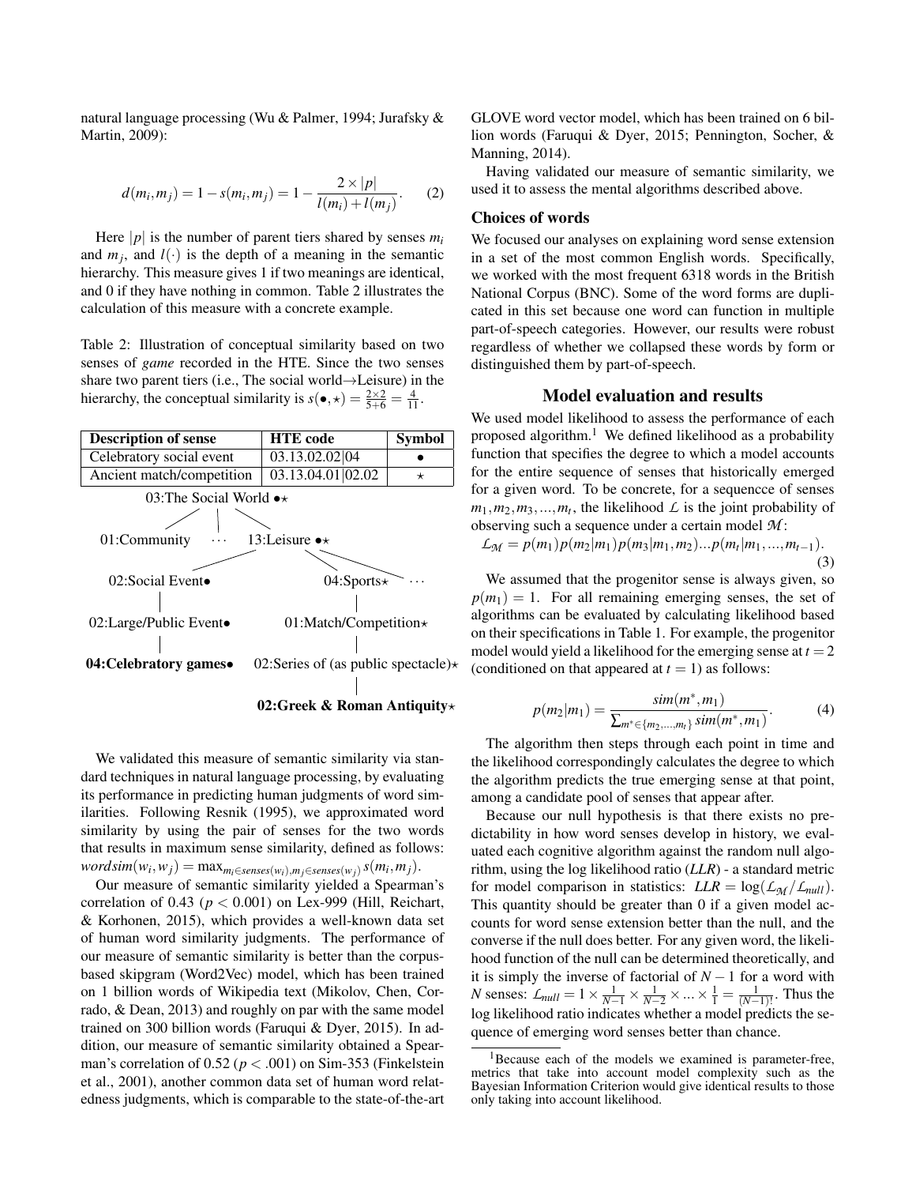natural language processing (Wu & Palmer, 1994; Jurafsky & Martin, 2009):

$$d(m_i, m_j) = 1 - s(m_i, m_j) = 1 - \frac{2 \times |p|}{l(m_i) + l(m_j)}. \quad (2)$$

Here $|p|$ is the number of parent tiers shared by senses $m_i$ and $m_j$, and $l(\cdot)$ is the depth of a meaning in the semantic hierarchy. This measure gives 1 if two meanings are identical, and 0 if they have nothing in common. Table 2 illustrates the calculation of this measure with a concrete example.

Table 2: Illustration of conceptual similarity based on two senses of *game* recorded in the HTE. Since the two senses share two parent tiers (i.e., The social world→Leisure) in the hierarchy, the conceptual similarity is $s(\bullet, \star) = \frac{2\times2}{5+6} = \frac{4}{11}$.

| Description of sense | HTE code | Symbol |
|---|---|---|
| Celebratory social event | 03.13.02.02\|04 | $\bullet$ |
| Ancient match/competition | 03.13.04.01\|02.02 | $\star$ |

03:The Social World $\bullet\star$
- 01:Community
- ⋯
- 13:Leisure $\bullet\star$
  - 02:Social Event$\bullet$
    - 02:Large/Public Event$\bullet$
      - **04:Celebratory games$\bullet$**
  - 04:Sports$\star$
    - 01:Match/Competition$\star$
      - 02:Series of (as public spectacle)$\star$
        - **02:Greek & Roman Antiquity$\star$**
  - ⋯

We validated this measure of semantic similarity via standard techniques in natural language processing, by evaluating its performance in predicting human judgments of word similarities. Following Resnik (1995), we approximated word similarity by using the pair of senses for the two words that results in maximum sense similarity, defined as follows: $wordsim(w_i, w_j) = \max_{m_i \in senses(w_i), m_j \in senses(w_j)} s(m_i, m_j)$.

Our measure of semantic similarity yielded a Spearman's correlation of 0.43 ($p < 0.001$) on Lex-999 (Hill, Reichart, & Korhonen, 2015), which provides a well-known data set of human word similarity judgments. The performance of our measure of semantic similarity is better than the corpus-based skipgram (Word2Vec) model, which has been trained on 1 billion words of Wikipedia text (Mikolov, Chen, Corrado, & Dean, 2013) and roughly on par with the same model trained on 300 billion words (Faruqui & Dyer, 2015). In addition, our measure of semantic similarity obtained a Spearman's correlation of 0.52 ($p < .001$) on Sim-353 (Finkelstein et al., 2001), another common data set of human word relatedness judgments, which is comparable to the state-of-the-art GLOVE word vector model, which has been trained on 6 billion words (Faruqui & Dyer, 2015; Pennington, Socher, & Manning, 2014).

Having validated our measure of semantic similarity, we used it to assess the mental algorithms described above.

### Choices of words

We focused our analyses on explaining word sense extension in a set of the most common English words. Specifically, we worked with the most frequent 6318 words in the British National Corpus (BNC). Some of the word forms are duplicated in this set because one word can function in multiple part-of-speech categories. However, our results were robust regardless of whether we collapsed these words by form or distinguished them by part-of-speech.

## Model evaluation and results

We used model likelihood to assess the performance of each proposed algorithm.[1] We defined likelihood as a probability function that specifies the degree to which a model accounts for the entire sequence of senses that historically emerged for a given word. To be concrete, for a sequencce of senses $m_1, m_2, m_3, ..., m_t$, the likelihood $\mathcal{L}$ is the joint probability of observing such a sequence under a certain model $\mathcal{M}$:

$$\mathcal{L}_{\mathcal{M}} = p(m_1)p(m_2|m_1)p(m_3|m_1, m_2)...p(m_t|m_1, ..., m_{t-1}). \quad (3)$$

We assumed that the progenitor sense is always given, so $p(m_1) = 1$. For all remaining emerging senses, the set of algorithms can be evaluated by calculating likelihood based on their specifications in Table 1. For example, the progenitor model would yield a likelihood for the emerging sense at $t = 2$ (conditioned on that appeared at $t = 1$) as follows:

$$p(m_2|m_1) = \frac{sim(m^*, m_1)}{\sum_{m^* \in \{m_2, ..., m_t\}} sim(m^*, m_1)}. \quad (4)$$

The algorithm then steps through each point in time and the likelihood correspondingly calculates the degree to which the algorithm predicts the true emerging sense at that point, among a candidate pool of senses that appear after.

Because our null hypothesis is that there exists no predictability in how word senses develop in history, we evaluated each cognitive algorithm against the random null algorithm, using the log likelihood ratio (*LLR*) - a standard metric for model comparison in statistics: $LLR = \log(\mathcal{L}_{\mathcal{M}}/\mathcal{L}_{null})$. This quantity should be greater than 0 if a given model accounts for word sense extension better than the null, and the converse if the null does better. For any given word, the likelihood function of the null can be determined theoretically, and it is simply the inverse of factorial of $N - 1$ for a word with $N$ senses: $\mathcal{L}_{null} = 1 \times \frac{1}{N-1} \times \frac{1}{N-2} \times ... \times \frac{1}{1} = \frac{1}{(N-1)!}$. Thus the log likelihood ratio indicates whether a model predicts the sequence of emerging word senses better than chance.

[1]Because each of the models we examined is parameter-free, metrics that take into account model complexity such as the Bayesian Information Criterion would give identical results to those only taking into account likelihood.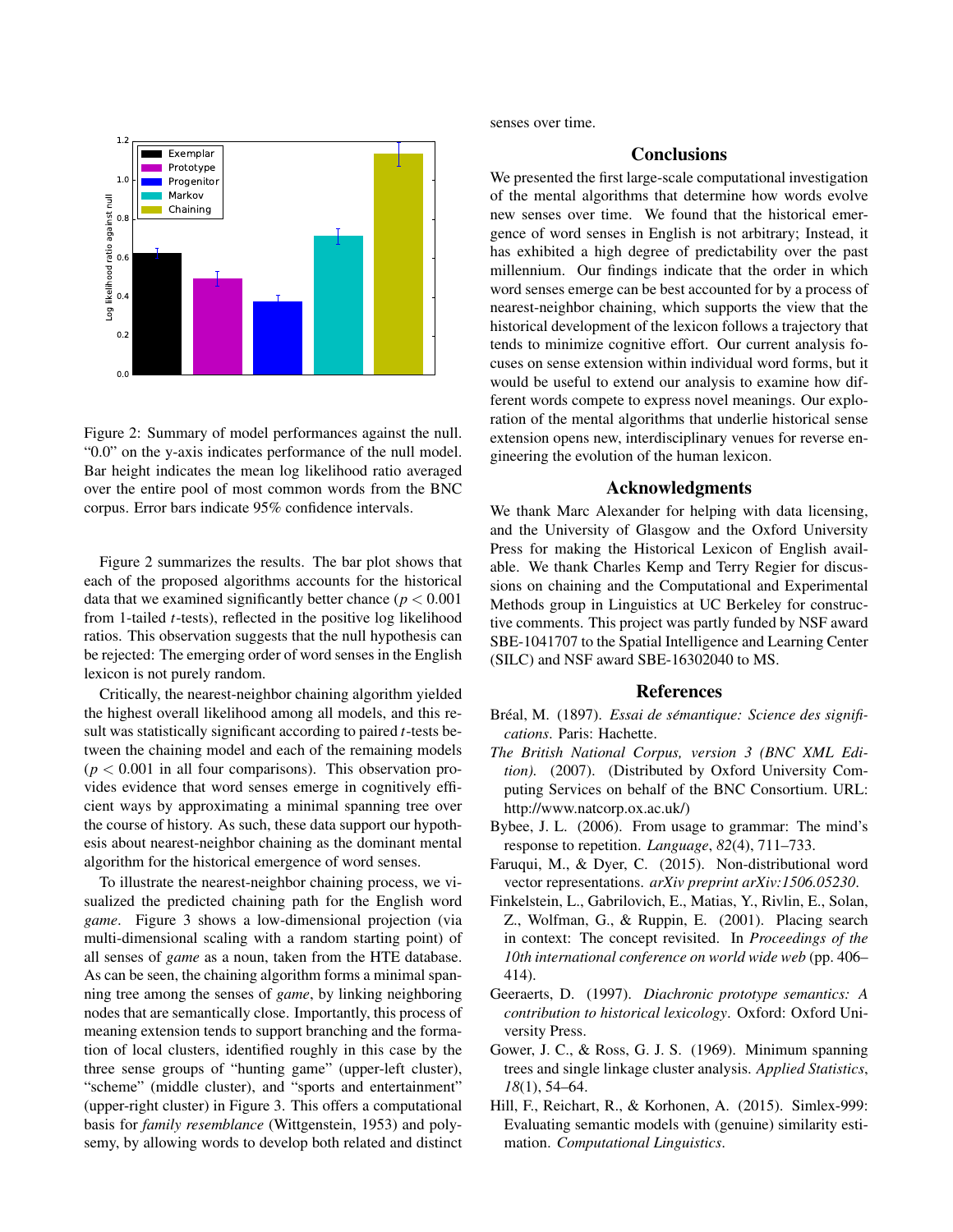Figure 2: Summary of model performances against the null. "0.0" on the y-axis indicates performance of the null model. Bar height indicates the mean log likelihood ratio averaged over the entire pool of most common words from the BNC corpus. Error bars indicate 95% confidence intervals.

Figure 2 summarizes the results. The bar plot shows that each of the proposed algorithms accounts for the historical data that we examined significantly better chance ($p < 0.001$ from 1-tailed $t$-tests), reflected in the positive log likelihood ratios. This observation suggests that the null hypothesis can be rejected: The emerging order of word senses in the English lexicon is not purely random.

Critically, the nearest-neighbor chaining algorithm yielded the highest overall likelihood among all models, and this result was statistically significant according to paired $t$-tests between the chaining model and each of the remaining models ($p < 0.001$ in all four comparisons). This observation provides evidence that word senses emerge in cognitively efficient ways by approximating a minimal spanning tree over the course of history. As such, these data support our hypothesis about nearest-neighbor chaining as the dominant mental algorithm for the historical emergence of word senses.

To illustrate the nearest-neighbor chaining process, we visualized the predicted chaining path for the English word *game*. Figure 3 shows a low-dimensional projection (via multi-dimensional scaling with a random starting point) of all senses of *game* as a noun, taken from the HTE database. As can be seen, the chaining algorithm forms a minimal spanning tree among the senses of *game*, by linking neighboring nodes that are semantically close. Importantly, this process of meaning extension tends to support branching and the formation of local clusters, identified roughly in this case by the three sense groups of "hunting game" (upper-left cluster), "scheme" (middle cluster), and "sports and entertainment" (upper-right cluster) in Figure 3. This offers a computational basis for *family resemblance* (Wittgenstein, 1953) and polysemy, by allowing words to develop both related and distinct senses over time.

## Conclusions

We presented the first large-scale computational investigation of the mental algorithms that determine how words evolve new senses over time. We found that the historical emergence of word senses in English is not arbitrary; Instead, it has exhibited a high degree of predictability over the past millennium. Our findings indicate that the order in which word senses emerge can be best accounted for by a process of nearest-neighbor chaining, which supports the view that the historical development of the lexicon follows a trajectory that tends to minimize cognitive effort. Our current analysis focuses on sense extension within individual word forms, but it would be useful to extend our analysis to examine how different words compete to express novel meanings. Our exploration of the mental algorithms that underlie historical sense extension opens new, interdisciplinary venues for reverse engineering the evolution of the human lexicon.

## Acknowledgments

We thank Marc Alexander for helping with data licensing, and the University of Glasgow and the Oxford University Press for making the Historical Lexicon of English available. We thank Charles Kemp and Terry Regier for discussions on chaining and the Computational and Experimental Methods group in Linguistics at UC Berkeley for constructive comments. This project was partly funded by NSF award SBE-1041707 to the Spatial Intelligence and Learning Center (SILC) and NSF award SBE-16302040 to MS.

## References

Bréal, M. (1897). *Essai de sémantique: Science des significations*. Paris: Hachette.

*The British National Corpus, version 3 (BNC XML Edition).* (2007). (Distributed by Oxford University Computing Services on behalf of the BNC Consortium. URL: http://www.natcorp.ox.ac.uk/)

Bybee, J. L. (2006). From usage to grammar: The mind's response to repetition. *Language*, *82*(4), 711–733.

Faruqui, M., & Dyer, C. (2015). Non-distributional word vector representations. *arXiv preprint arXiv:1506.05230*.

Finkelstein, L., Gabrilovich, E., Matias, Y., Rivlin, E., Solan, Z., Wolfman, G., & Ruppin, E. (2001). Placing search in context: The concept revisited. In *Proceedings of the 10th international conference on world wide web* (pp. 406–414).

Geeraerts, D. (1997). *Diachronic prototype semantics: A contribution to historical lexicology*. Oxford: Oxford University Press.

Gower, J. C., & Ross, G. J. S. (1969). Minimum spanning trees and single linkage cluster analysis. *Applied Statistics*, *18*(1), 54–64.

Hill, F., Reichart, R., & Korhonen, A. (2015). Simlex-999: Evaluating semantic models with (genuine) similarity estimation. *Computational Linguistics*.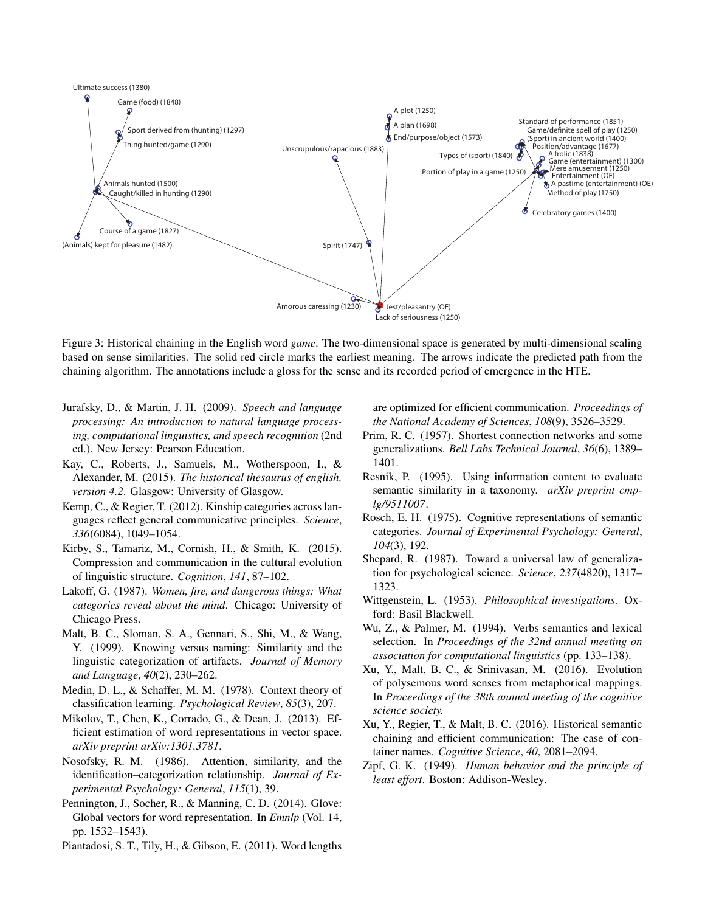Ultimate success (1380)
Game (food) (1848)
Sport derived from (hunting) (1297)
Thing hunted/game (1290)
Animals hunted (1500)
Caught/killed in hunting (1290)
Course of a game (1827)
(Animals) kept for pleasure (1482)
A plot (1250)
A plan (1698)
End/purpose/object (1573)
Unscrupulous/rapacious (1883)
Spirit (1747)
Amorous caressing (1230)
Jest/pleasantry (OE)
Lack of seriousness (1250)
Standard of performance (1851)
Game/definite spell of play (1250)
(Sport) in ancient world (1400)
Position/advantage (1677)
Types of (sport) (1840)
A frolic (1838)
Game (entertainment) (1300)
Portion of play in a game (1250)
Mere amusement (1250)
Entertainment (OE)
A pastime (entertainment) (OE)
Method of play (1750)
Celebratory games (1400)

Figure 3: Historical chaining in the English word *game*. The two-dimensional space is generated by multi-dimensional scaling based on sense similarities. The solid red circle marks the earliest meaning. The arrows indicate the predicted path from the chaining algorithm. The annotations include a gloss for the sense and its recorded period of emergence in the HTE.

Jurafsky, D., & Martin, J. H. (2009). *Speech and language processing: An introduction to natural language processing, computational linguistics, and speech recognition* (2nd ed.). New Jersey: Pearson Education.

Kay, C., Roberts, J., Samuels, M., Wotherspoon, I., & Alexander, M. (2015). *The historical thesaurus of english, version 4.2*. Glasgow: University of Glasgow.

Kemp, C., & Regier, T. (2012). Kinship categories across languages reflect general communicative principles. *Science*, *336*(6084), 1049–1054.

Kirby, S., Tamariz, M., Cornish, H., & Smith, K. (2015). Compression and communication in the cultural evolution of linguistic structure. *Cognition*, *141*, 87–102.

Lakoff, G. (1987). *Women, fire, and dangerous things: What categories reveal about the mind*. Chicago: University of Chicago Press.

Malt, B. C., Sloman, S. A., Gennari, S., Shi, M., & Wang, Y. (1999). Knowing versus naming: Similarity and the linguistic categorization of artifacts. *Journal of Memory and Language*, *40*(2), 230–262.

Medin, D. L., & Schaffer, M. M. (1978). Context theory of classification learning. *Psychological Review*, *85*(3), 207.

Mikolov, T., Chen, K., Corrado, G., & Dean, J. (2013). Efficient estimation of word representations in vector space. *arXiv preprint arXiv:1301.3781*.

Nosofsky, R. M. (1986). Attention, similarity, and the identification–categorization relationship. *Journal of Experimental Psychology: General*, *115*(1), 39.

Pennington, J., Socher, R., & Manning, C. D. (2014). Glove: Global vectors for word representation. In *Emnlp* (Vol. 14, pp. 1532–1543).

Piantadosi, S. T., Tily, H., & Gibson, E. (2011). Word lengths are optimized for efficient communication. *Proceedings of the National Academy of Sciences*, *108*(9), 3526–3529.

Prim, R. C. (1957). Shortest connection networks and some generalizations. *Bell Labs Technical Journal*, *36*(6), 1389–1401.

Resnik, P. (1995). Using information content to evaluate semantic similarity in a taxonomy. *arXiv preprint cmp-lg/9511007*.

Rosch, E. H. (1975). Cognitive representations of semantic categories. *Journal of Experimental Psychology: General*, *104*(3), 192.

Shepard, R. (1987). Toward a universal law of generalization for psychological science. *Science*, *237*(4820), 1317–1323.

Wittgenstein, L. (1953). *Philosophical investigations*. Oxford: Basil Blackwell.

Wu, Z., & Palmer, M. (1994). Verbs semantics and lexical selection. In *Proceedings of the 32nd annual meeting on association for computational linguistics* (pp. 133–138).

Xu, Y., Malt, B. C., & Srinivasan, M. (2016). Evolution of polysemous word senses from metaphorical mappings. In *Proceedings of the 38th annual meeting of the cognitive science society.*

Xu, Y., Regier, T., & Malt, B. C. (2016). Historical semantic chaining and efficient communication: The case of container names. *Cognitive Science*, *40*, 2081–2094.

Zipf, G. K. (1949). *Human behavior and the principle of least effort*. Boston: Addison-Wesley.